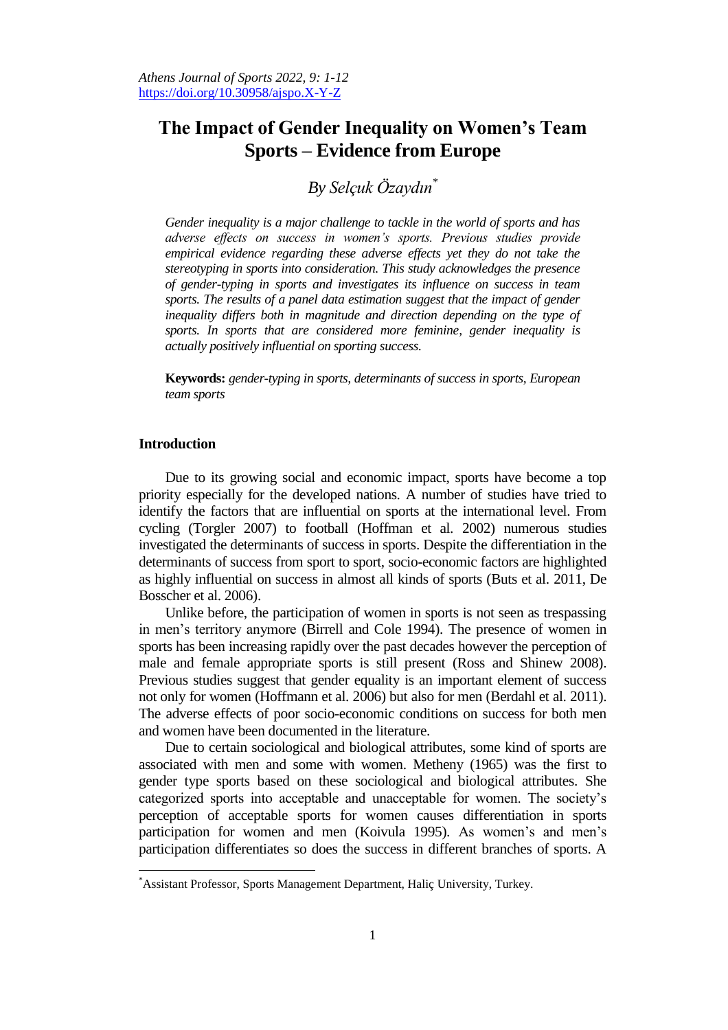# The Impact of Gender Inequality on Women's Team Sports – Evidence from Europe

*By Selçuk Özaydın*[*]

*Gender inequality is a major challenge to tackle in the world of sports and has adverse effects on success in women's sports. Previous studies provide empirical evidence regarding these adverse effects yet they do not take the stereotyping in sports into consideration. This study acknowledges the presence of gender-typing in sports and investigates its influence on success in team sports. The results of a panel data estimation suggest that the impact of gender inequality differs both in magnitude and direction depending on the type of sports. In sports that are considered more feminine, gender inequality is actually positively influential on sporting success.*

**Keywords:** *gender-typing in sports, determinants of success in sports, European team sports*

## Introduction

Due to its growing social and economic impact, sports have become a top priority especially for the developed nations. A number of studies have tried to identify the factors that are influential on sports at the international level. From cycling (Torgler 2007) to football (Hoffman et al. 2002) numerous studies investigated the determinants of success in sports. Despite the differentiation in the determinants of success from sport to sport, socio-economic factors are highlighted as highly influential on success in almost all kinds of sports (Buts et al. 2011, De Bosscher et al. 2006).

Unlike before, the participation of women in sports is not seen as trespassing in men's territory anymore (Birrell and Cole 1994). The presence of women in sports has been increasing rapidly over the past decades however the perception of male and female appropriate sports is still present (Ross and Shinew 2008). Previous studies suggest that gender equality is an important element of success not only for women (Hoffmann et al. 2006) but also for men (Berdahl et al. 2011). The adverse effects of poor socio-economic conditions on success for both men and women have been documented in the literature.

Due to certain sociological and biological attributes, some kind of sports are associated with men and some with women. Metheny (1965) was the first to gender type sports based on these sociological and biological attributes. She categorized sports into acceptable and unacceptable for women. The society's perception of acceptable sports for women causes differentiation in sports participation for women and men (Koivula 1995). As women's and men's participation differentiates so does the success in different branches of sports. A

[*]Assistant Professor, Sports Management Department, Haliç University, Turkey.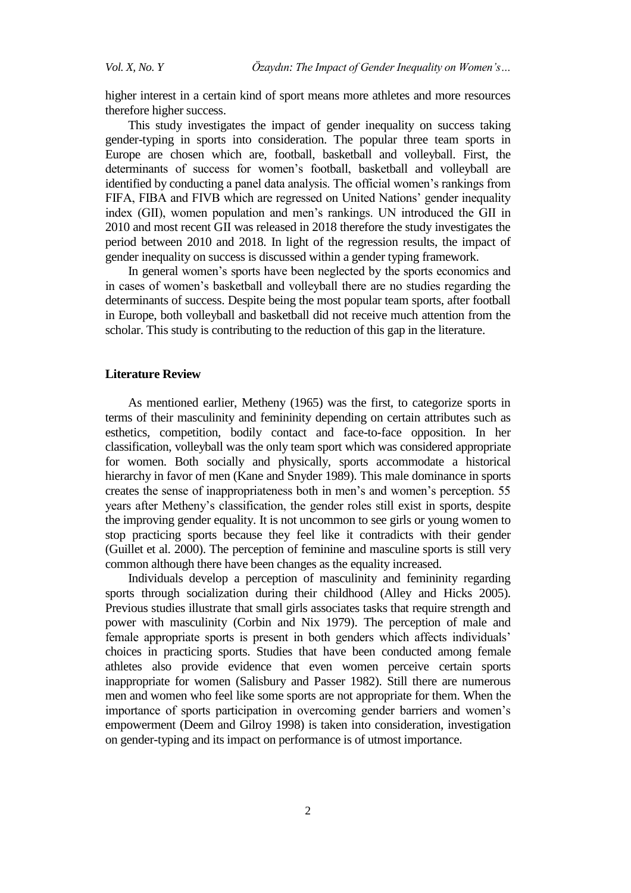higher interest in a certain kind of sport means more athletes and more resources therefore higher success.

This study investigates the impact of gender inequality on success taking gender-typing in sports into consideration. The popular three team sports in Europe are chosen which are, football, basketball and volleyball. First, the determinants of success for women's football, basketball and volleyball are identified by conducting a panel data analysis. The official women's rankings from FIFA, FIBA and FIVB which are regressed on United Nations' gender inequality index (GII), women population and men's rankings. UN introduced the GII in 2010 and most recent GII was released in 2018 therefore the study investigates the period between 2010 and 2018. In light of the regression results, the impact of gender inequality on success is discussed within a gender typing framework.

In general women's sports have been neglected by the sports economics and in cases of women's basketball and volleyball there are no studies regarding the determinants of success. Despite being the most popular team sports, after football in Europe, both volleyball and basketball did not receive much attention from the scholar. This study is contributing to the reduction of this gap in the literature.

## Literature Review

As mentioned earlier, Metheny (1965) was the first, to categorize sports in terms of their masculinity and femininity depending on certain attributes such as esthetics, competition, bodily contact and face-to-face opposition. In her classification, volleyball was the only team sport which was considered appropriate for women. Both socially and physically, sports accommodate a historical hierarchy in favor of men (Kane and Snyder 1989). This male dominance in sports creates the sense of inappropriateness both in men's and women's perception. 55 years after Metheny's classification, the gender roles still exist in sports, despite the improving gender equality. It is not uncommon to see girls or young women to stop practicing sports because they feel like it contradicts with their gender (Guillet et al. 2000). The perception of feminine and masculine sports is still very common although there have been changes as the equality increased.

Individuals develop a perception of masculinity and femininity regarding sports through socialization during their childhood (Alley and Hicks 2005). Previous studies illustrate that small girls associates tasks that require strength and power with masculinity (Corbin and Nix 1979). The perception of male and female appropriate sports is present in both genders which affects individuals' choices in practicing sports. Studies that have been conducted among female athletes also provide evidence that even women perceive certain sports inappropriate for women (Salisbury and Passer 1982). Still there are numerous men and women who feel like some sports are not appropriate for them. When the importance of sports participation in overcoming gender barriers and women's empowerment (Deem and Gilroy 1998) is taken into consideration, investigation on gender-typing and its impact on performance is of utmost importance.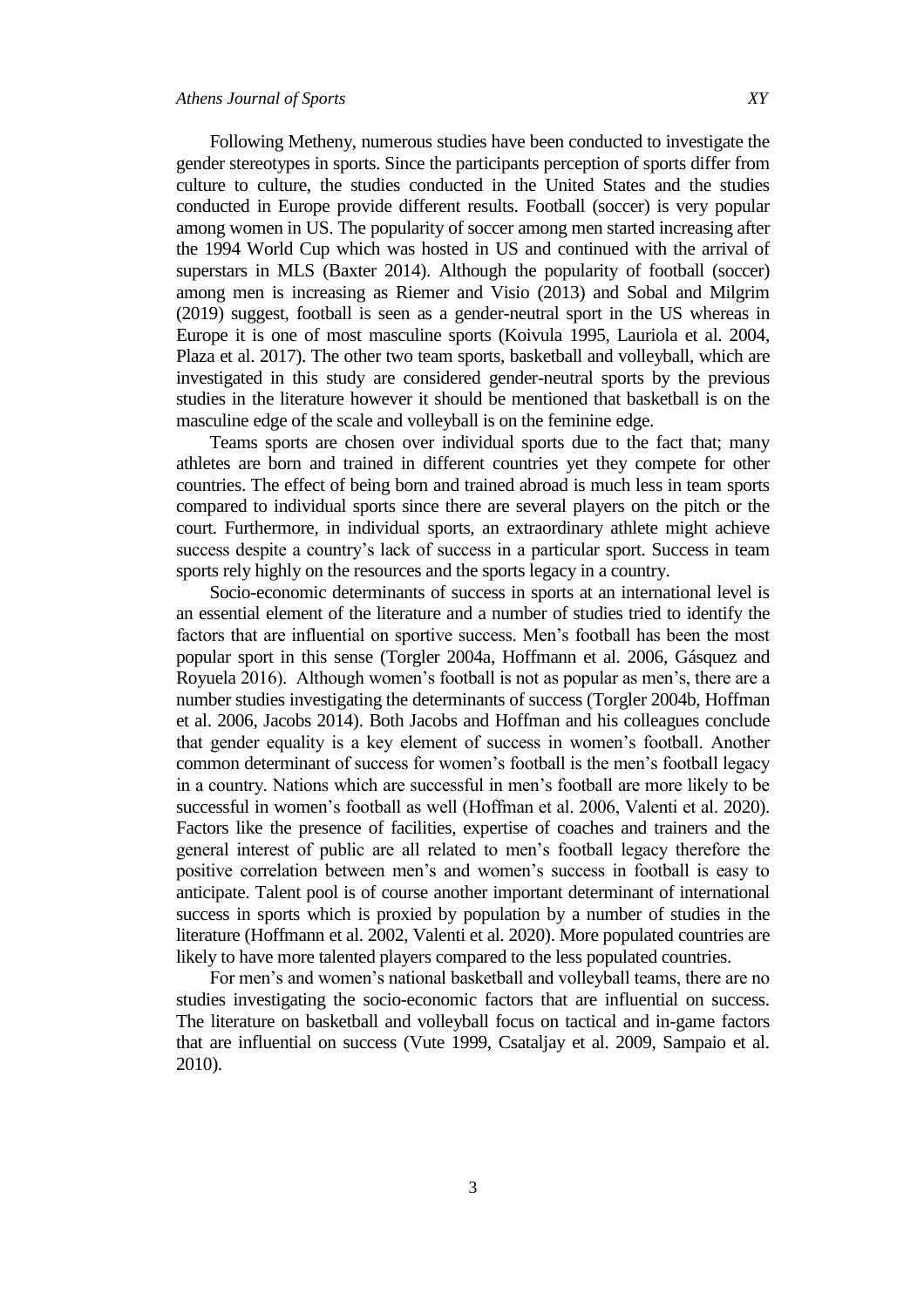Following Metheny, numerous studies have been conducted to investigate the gender stereotypes in sports. Since the participants perception of sports differ from culture to culture, the studies conducted in the United States and the studies conducted in Europe provide different results. Football (soccer) is very popular among women in US. The popularity of soccer among men started increasing after the 1994 World Cup which was hosted in US and continued with the arrival of superstars in MLS (Baxter 2014). Although the popularity of football (soccer) among men is increasing as Riemer and Visio (2013) and Sobal and Milgrim (2019) suggest, football is seen as a gender-neutral sport in the US whereas in Europe it is one of most masculine sports (Koivula 1995, Lauriola et al. 2004, Plaza et al. 2017). The other two team sports, basketball and volleyball, which are investigated in this study are considered gender-neutral sports by the previous studies in the literature however it should be mentioned that basketball is on the masculine edge of the scale and volleyball is on the feminine edge.

Teams sports are chosen over individual sports due to the fact that; many athletes are born and trained in different countries yet they compete for other countries. The effect of being born and trained abroad is much less in team sports compared to individual sports since there are several players on the pitch or the court. Furthermore, in individual sports, an extraordinary athlete might achieve success despite a country's lack of success in a particular sport. Success in team sports rely highly on the resources and the sports legacy in a country.

Socio-economic determinants of success in sports at an international level is an essential element of the literature and a number of studies tried to identify the factors that are influential on sportive success. Men's football has been the most popular sport in this sense (Torgler 2004a, Hoffmann et al. 2006, Gásquez and Royuela 2016). Although women's football is not as popular as men's, there are a number studies investigating the determinants of success (Torgler 2004b, Hoffman et al. 2006, Jacobs 2014). Both Jacobs and Hoffman and his colleagues conclude that gender equality is a key element of success in women's football. Another common determinant of success for women's football is the men's football legacy in a country. Nations which are successful in men's football are more likely to be successful in women's football as well (Hoffman et al. 2006, Valenti et al. 2020). Factors like the presence of facilities, expertise of coaches and trainers and the general interest of public are all related to men's football legacy therefore the positive correlation between men's and women's success in football is easy to anticipate. Talent pool is of course another important determinant of international success in sports which is proxied by population by a number of studies in the literature (Hoffmann et al. 2002, Valenti et al. 2020). More populated countries are likely to have more talented players compared to the less populated countries.

For men's and women's national basketball and volleyball teams, there are no studies investigating the socio-economic factors that are influential on success. The literature on basketball and volleyball focus on tactical and in-game factors that are influential on success (Vute 1999, Csataljay et al. 2009, Sampaio et al. 2010).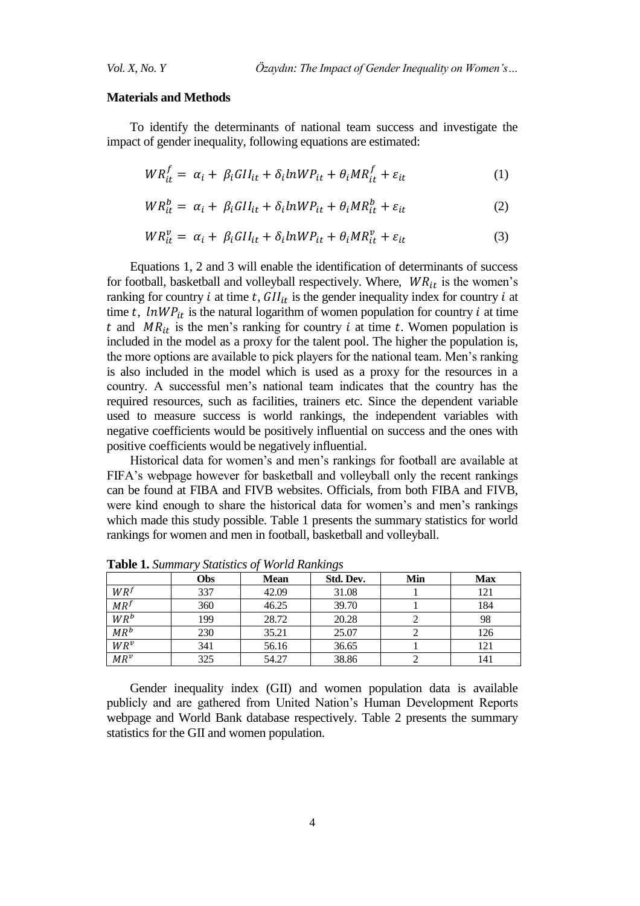**Materials and Methods**

To identify the determinants of national team success and investigate the impact of gender inequality, following equations are estimated:

$$WR_{it}^{f} = \alpha_i + \beta_i GII_{it} + \delta_i lnWP_{it} + \theta_i MR_{it}^{f} + \varepsilon_{it} \tag{1}$$

$$WR_{it}^{b} = \alpha_i + \beta_i GII_{it} + \delta_i lnWP_{it} + \theta_i MR_{it}^{b} + \varepsilon_{it} \tag{2}$$

$$WR_{it}^{v} = \alpha_i + \beta_i GII_{it} + \delta_i lnWP_{it} + \theta_i MR_{it}^{v} + \varepsilon_{it} \tag{3}$$

Equations 1, 2 and 3 will enable the identification of determinants of success for football, basketball and volleyball respectively. Where, $WR_{it}$ is the women's ranking for country $i$ at time $t$, $GII_{it}$ is the gender inequality index for country $i$ at time $t$, $lnWP_{it}$ is the natural logarithm of women population for country $i$ at time $t$ and $MR_{it}$ is the men's ranking for country $i$ at time $t$. Women population is included in the model as a proxy for the talent pool. The higher the population is, the more options are available to pick players for the national team. Men's ranking is also included in the model which is used as a proxy for the resources in a country. A successful men's national team indicates that the country has the required resources, such as facilities, trainers etc. Since the dependent variable used to measure success is world rankings, the independent variables with negative coefficients would be positively influential on success and the ones with positive coefficients would be negatively influential.

Historical data for women's and men's rankings for football are available at FIFA's webpage however for basketball and volleyball only the recent rankings can be found at FIBA and FIVB websites. Officials, from both FIBA and FIVB, were kind enough to share the historical data for women's and men's rankings which made this study possible. Table 1 presents the summary statistics for world rankings for women and men in football, basketball and volleyball.

**Table 1.** *Summary Statistics of World Rankings*

| | Obs | Mean | Std. Dev. | Min | Max |
|---|---|---|---|---|---|
| $WR^f$ | 337 | 42.09 | 31.08 | 1 | 121 |
| $MR^f$ | 360 | 46.25 | 39.70 | 1 | 184 |
| $WR^b$ | 199 | 28.72 | 20.28 | 2 | 98 |
| $MR^b$ | 230 | 35.21 | 25.07 | 2 | 126 |
| $WR^v$ | 341 | 56.16 | 36.65 | 1 | 121 |
| $MR^v$ | 325 | 54.27 | 38.86 | 2 | 141 |

Gender inequality index (GII) and women population data is available publicly and are gathered from United Nation's Human Development Reports webpage and World Bank database respectively. Table 2 presents the summary statistics for the GII and women population.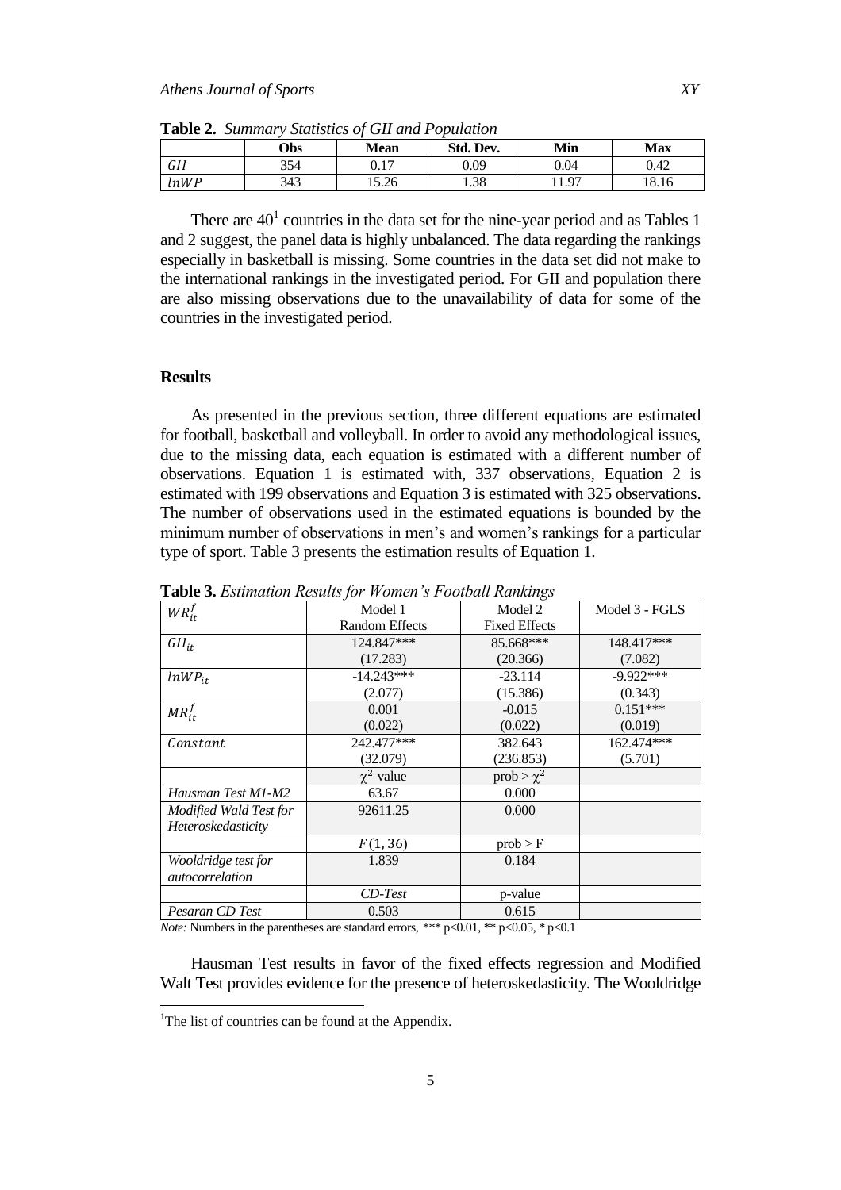**Table 2.** *Summary Statistics of GII and Population*

| | Obs | Mean | Std. Dev. | Min | Max |
|---|---|---|---|---|---|
| $GII$ | 354 | 0.17 | 0.09 | 0.04 | 0.42 |
| $lnWP$ | 343 | 15.26 | 1.38 | 11.97 | 18.16 |

There are 40[1] countries in the data set for the nine-year period and as Tables 1 and 2 suggest, the panel data is highly unbalanced. The data regarding the rankings especially in basketball is missing. Some countries in the data set did not make to the international rankings in the investigated period. For GII and population there are also missing observations due to the unavailability of data for some of the countries in the investigated period.

## Results

As presented in the previous section, three different equations are estimated for football, basketball and volleyball. In order to avoid any methodological issues, due to the missing data, each equation is estimated with a different number of observations. Equation 1 is estimated with, 337 observations, Equation 2 is estimated with 199 observations and Equation 3 is estimated with 325 observations. The number of observations used in the estimated equations is bounded by the minimum number of observations in men's and women's rankings for a particular type of sport. Table 3 presents the estimation results of Equation 1.

**Table 3.** *Estimation Results for Women's Football Rankings*

| $WR_{it}^{f}$ | Model 1 Random Effects | Model 2 Fixed Effects | Model 3 - FGLS |
|---|---|---|---|
| $GII_{it}$ | 124.847*** | 85.668*** | 148.417*** |
| | (17.283) | (20.366) | (7.082) |
| $lnWP_{it}$ | -14.243*** | -23.114 | -9.922*** |
| | (2.077) | (15.386) | (0.343) |
| $MR_{it}^{f}$ | 0.001 | -0.015 | 0.151*** |
| | (0.022) | (0.022) | (0.019) |
| $Constant$ | 242.477*** | 382.643 | 162.474*** |
| | (32.079) | (236.853) | (5.701) |
| | $\chi^2$ value | prob > $\chi^2$ | |
| *Hausman Test M1-M2* | 63.67 | 0.000 | |
| *Modified Wald Test for Heteroskedasticity* | 92611.25 | 0.000 | |
| | $F(1, 36)$ | prob > F | |
| *Wooldridge test for autocorrelation* | 1.839 | 0.184 | |
| | *CD-Test* | p-value | |
| *Pesaran CD Test* | 0.503 | 0.615 | |

*Note:* Numbers in the parentheses are standard errors, *** p<0.01, ** p<0.05, * p<0.1

Hausman Test results in favor of the fixed effects regression and Modified Walt Test provides evidence for the presence of heteroskedasticity. The Wooldridge

[1]The list of countries can be found at the Appendix.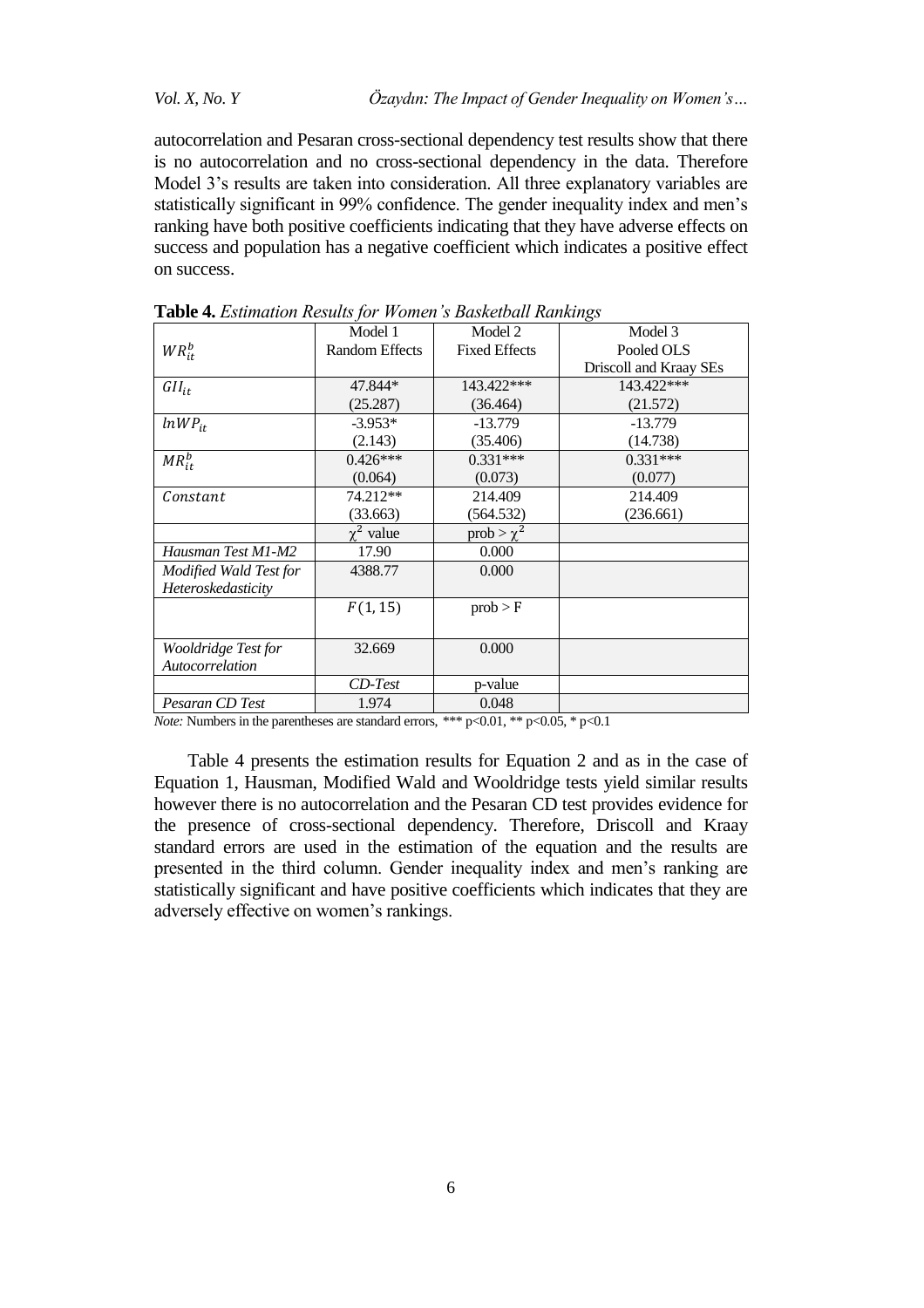autocorrelation and Pesaran cross-sectional dependency test results show that there is no autocorrelation and no cross-sectional dependency in the data. Therefore Model 3's results are taken into consideration. All three explanatory variables are statistically significant in 99% confidence. The gender inequality index and men's ranking have both positive coefficients indicating that they have adverse effects on success and population has a negative coefficient which indicates a positive effect on success.

**Table 4.** *Estimation Results for Women's Basketball Rankings*

| $WR_{it}^{b}$ | Model 1<br>Random Effects | Model 2<br>Fixed Effects | Model 3<br>Pooled OLS<br>Driscoll and Kraay SEs |
|---|---|---|---|
| $GII_{it}$ | 47.844*<br>(25.287) | 143.422***<br>(36.464) | 143.422***<br>(21.572) |
| $lnWP_{it}$ | -3.953*<br>(2.143) | -13.779<br>(35.406) | -13.779<br>(14.738) |
| $MR_{it}^{b}$ | 0.426***<br>(0.064) | 0.331***<br>(0.073) | 0.331***<br>(0.077) |
| $Constant$ | 74.212**<br>(33.663) | 214.409<br>(564.532) | 214.409<br>(236.661) |
| | $\chi^2$ value | prob > $\chi^2$ | |
| *Hausman Test M1-M2* | 17.90 | 0.000 | |
| *Modified Wald Test for Heteroskedasticity* | 4388.77 | 0.000 | |
| | $F(1, 15)$ | prob > F | |
| *Wooldridge Test for Autocorrelation* | 32.669 | 0.000 | |
| | *CD-Test* | p-value | |
| *Pesaran CD Test* | 1.974 | 0.048 | |

*Note:* Numbers in the parentheses are standard errors, *** p<0.01, ** p<0.05, * p<0.1

Table 4 presents the estimation results for Equation 2 and as in the case of Equation 1, Hausman, Modified Wald and Wooldridge tests yield similar results however there is no autocorrelation and the Pesaran CD test provides evidence for the presence of cross-sectional dependency. Therefore, Driscoll and Kraay standard errors are used in the estimation of the equation and the results are presented in the third column. Gender inequality index and men's ranking are statistically significant and have positive coefficients which indicates that they are adversely effective on women's rankings.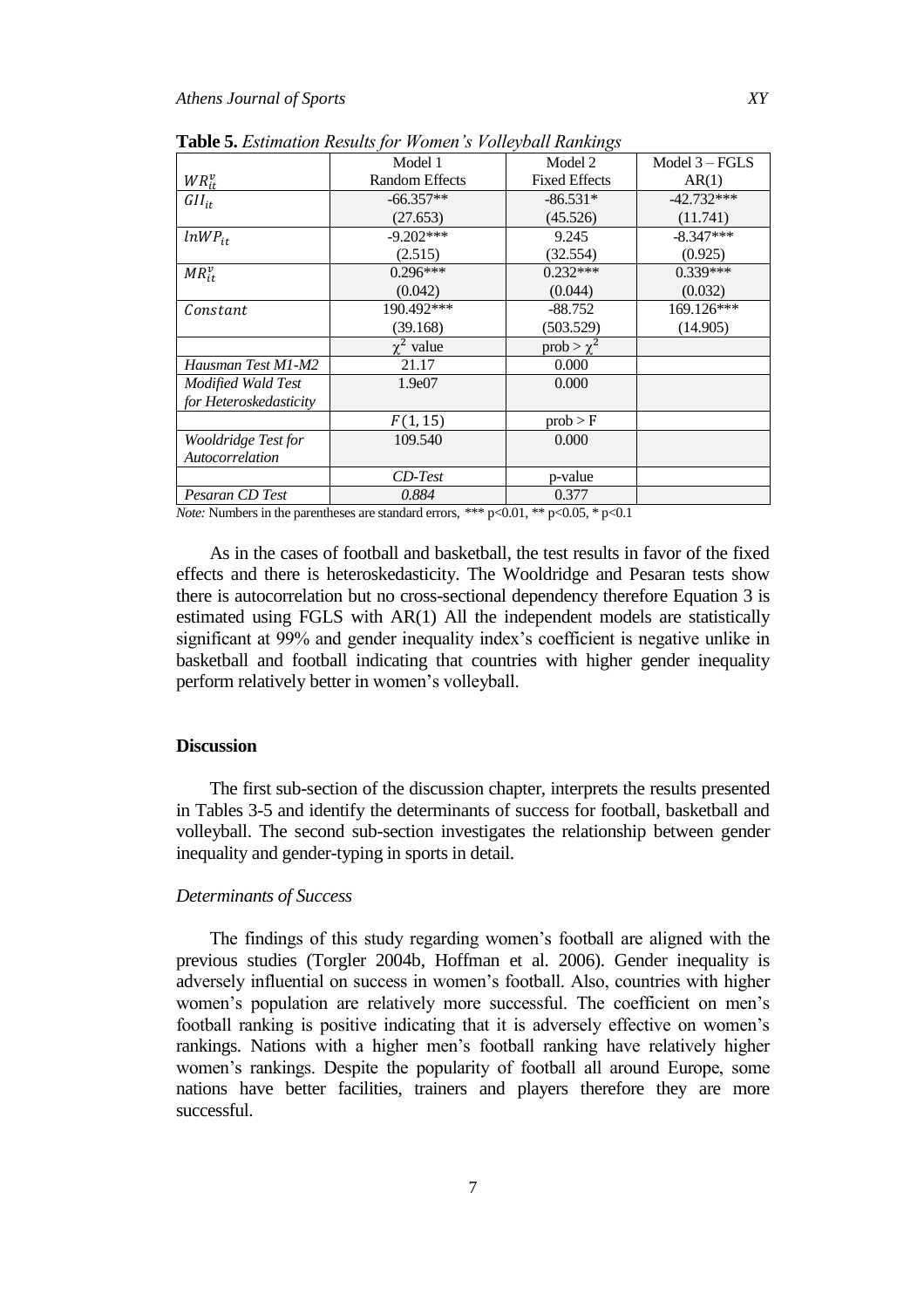**Table 5.** *Estimation Results for Women's Volleyball Rankings*

| $WR_{it}^{v}$ | Model 1 Random Effects | Model 2 Fixed Effects | Model 3 – FGLS AR(1) |
|---|---|---|---|
| $GII_{it}$ | -66.357** | -86.531* | -42.732*** |
| | (27.653) | (45.526) | (11.741) |
| $lnWP_{it}$ | -9.202*** | 9.245 | -8.347*** |
| | (2.515) | (32.554) | (0.925) |
| $MR_{it}^{v}$ | 0.296*** | 0.232*** | 0.339*** |
| | (0.042) | (0.044) | (0.032) |
| $Constant$ | 190.492*** | -88.752 | 169.126*** |
| | (39.168) | (503.529) | (14.905) |
| | $\chi^2$ value | prob > $\chi^2$ | |
| *Hausman Test M1-M2* | 21.17 | 0.000 | |
| *Modified Wald Test for Heteroskedasticity* | 1.9e07 | 0.000 | |
| | $F(1, 15)$ | prob > F | |
| *Wooldridge Test for Autocorrelation* | 109.540 | 0.000 | |
| | *CD-Test* | p-value | |
| *Pesaran CD Test* | *0.884* | 0.377 | |

*Note:* Numbers in the parentheses are standard errors, *** p<0.01, ** p<0.05, * p<0.1

As in the cases of football and basketball, the test results in favor of the fixed effects and there is heteroskedasticity. The Wooldridge and Pesaran tests show there is autocorrelation but no cross-sectional dependency therefore Equation 3 is estimated using FGLS with AR(1) All the independent models are statistically significant at 99% and gender inequality index's coefficient is negative unlike in basketball and football indicating that countries with higher gender inequality perform relatively better in women's volleyball.

## Discussion

The first sub-section of the discussion chapter, interprets the results presented in Tables 3-5 and identify the determinants of success for football, basketball and volleyball. The second sub-section investigates the relationship between gender inequality and gender-typing in sports in detail.

### *Determinants of Success*

The findings of this study regarding women's football are aligned with the previous studies (Torgler 2004b, Hoffman et al. 2006). Gender inequality is adversely influential on success in women's football. Also, countries with higher women's population are relatively more successful. The coefficient on men's football ranking is positive indicating that it is adversely effective on women's rankings. Nations with a higher men's football ranking have relatively higher women's rankings. Despite the popularity of football all around Europe, some nations have better facilities, trainers and players therefore they are more successful.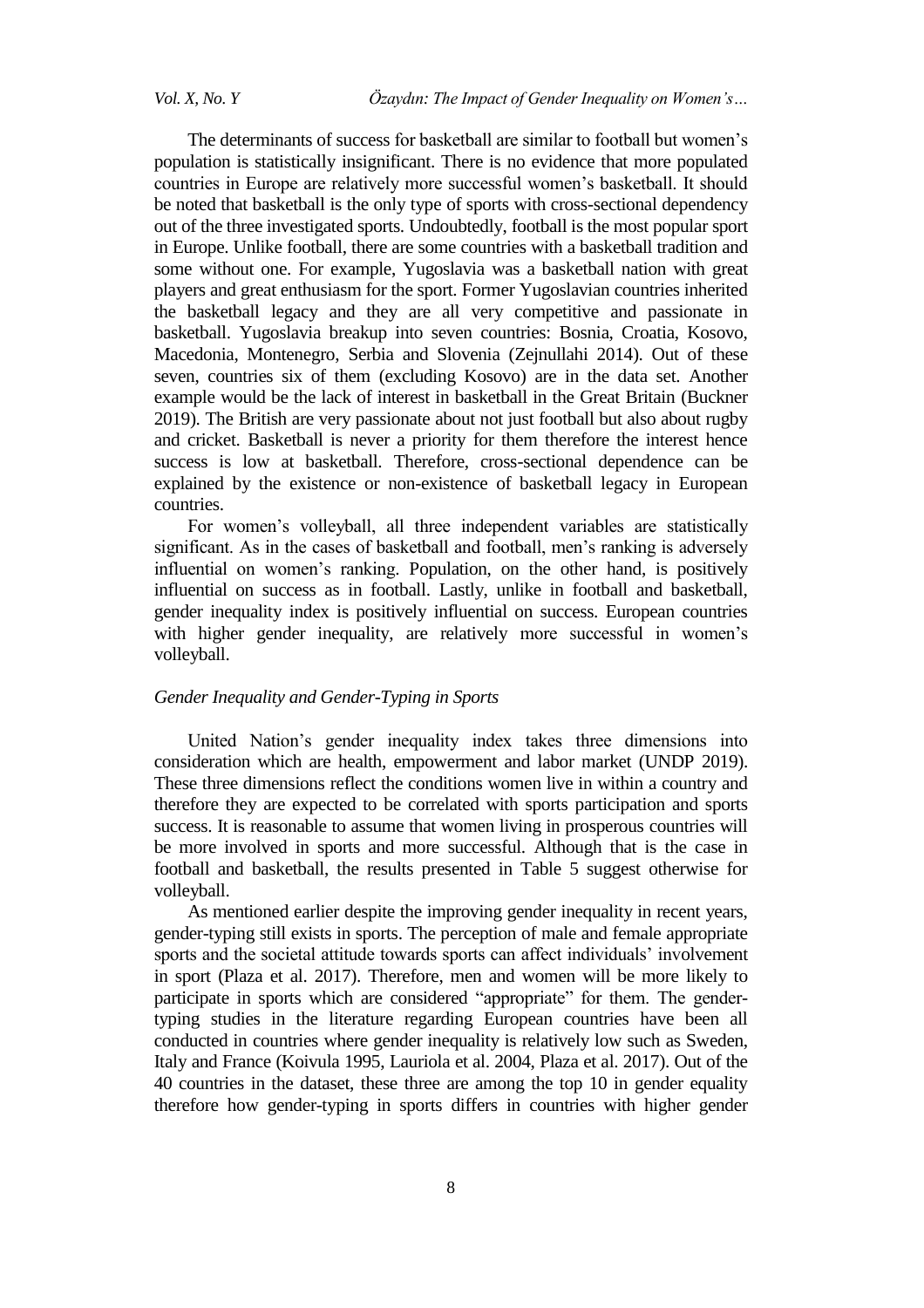The determinants of success for basketball are similar to football but women's population is statistically insignificant. There is no evidence that more populated countries in Europe are relatively more successful women's basketball. It should be noted that basketball is the only type of sports with cross-sectional dependency out of the three investigated sports. Undoubtedly, football is the most popular sport in Europe. Unlike football, there are some countries with a basketball tradition and some without one. For example, Yugoslavia was a basketball nation with great players and great enthusiasm for the sport. Former Yugoslavian countries inherited the basketball legacy and they are all very competitive and passionate in basketball. Yugoslavia breakup into seven countries: Bosnia, Croatia, Kosovo, Macedonia, Montenegro, Serbia and Slovenia (Zejnullahi 2014). Out of these seven, countries six of them (excluding Kosovo) are in the data set. Another example would be the lack of interest in basketball in the Great Britain (Buckner 2019). The British are very passionate about not just football but also about rugby and cricket. Basketball is never a priority for them therefore the interest hence success is low at basketball. Therefore, cross-sectional dependence can be explained by the existence or non-existence of basketball legacy in European countries.

For women's volleyball, all three independent variables are statistically significant. As in the cases of basketball and football, men's ranking is adversely influential on women's ranking. Population, on the other hand, is positively influential on success as in football. Lastly, unlike in football and basketball, gender inequality index is positively influential on success. European countries with higher gender inequality, are relatively more successful in women's volleyball.

*Gender Inequality and Gender-Typing in Sports*

United Nation's gender inequality index takes three dimensions into consideration which are health, empowerment and labor market (UNDP 2019). These three dimensions reflect the conditions women live in within a country and therefore they are expected to be correlated with sports participation and sports success. It is reasonable to assume that women living in prosperous countries will be more involved in sports and more successful. Although that is the case in football and basketball, the results presented in Table 5 suggest otherwise for volleyball.

As mentioned earlier despite the improving gender inequality in recent years, gender-typing still exists in sports. The perception of male and female appropriate sports and the societal attitude towards sports can affect individuals' involvement in sport (Plaza et al. 2017). Therefore, men and women will be more likely to participate in sports which are considered "appropriate" for them. The gender-typing studies in the literature regarding European countries have been all conducted in countries where gender inequality is relatively low such as Sweden, Italy and France (Koivula 1995, Lauriola et al. 2004, Plaza et al. 2017). Out of the 40 countries in the dataset, these three are among the top 10 in gender equality therefore how gender-typing in sports differs in countries with higher gender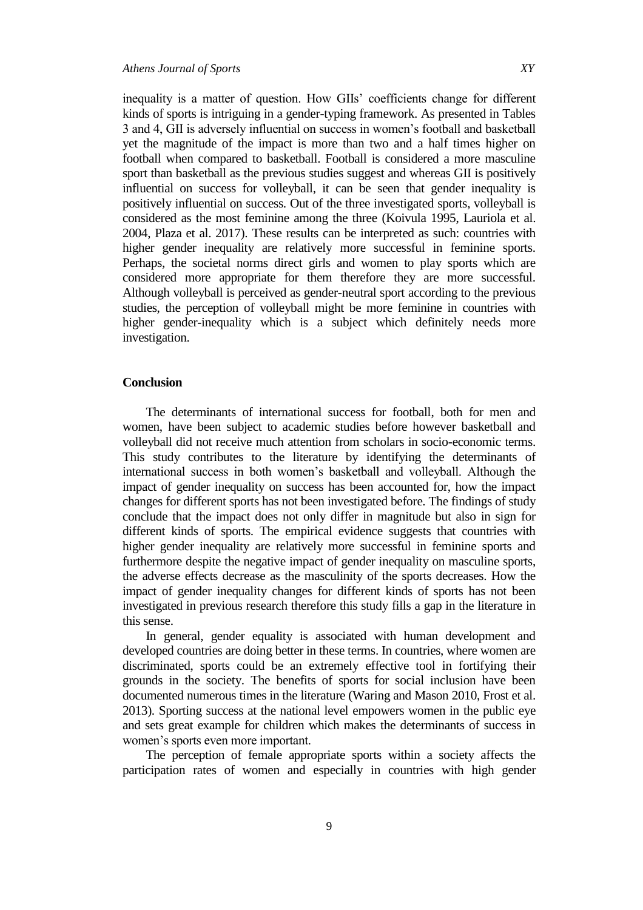inequality is a matter of question. How GIIs' coefficients change for different kinds of sports is intriguing in a gender-typing framework. As presented in Tables 3 and 4, GII is adversely influential on success in women's football and basketball yet the magnitude of the impact is more than two and a half times higher on football when compared to basketball. Football is considered a more masculine sport than basketball as the previous studies suggest and whereas GII is positively influential on success for volleyball, it can be seen that gender inequality is positively influential on success. Out of the three investigated sports, volleyball is considered as the most feminine among the three (Koivula 1995, Lauriola et al. 2004, Plaza et al. 2017). These results can be interpreted as such: countries with higher gender inequality are relatively more successful in feminine sports. Perhaps, the societal norms direct girls and women to play sports which are considered more appropriate for them therefore they are more successful. Although volleyball is perceived as gender-neutral sport according to the previous studies, the perception of volleyball might be more feminine in countries with higher gender-inequality which is a subject which definitely needs more investigation.

## Conclusion

The determinants of international success for football, both for men and women, have been subject to academic studies before however basketball and volleyball did not receive much attention from scholars in socio-economic terms. This study contributes to the literature by identifying the determinants of international success in both women's basketball and volleyball. Although the impact of gender inequality on success has been accounted for, how the impact changes for different sports has not been investigated before. The findings of study conclude that the impact does not only differ in magnitude but also in sign for different kinds of sports. The empirical evidence suggests that countries with higher gender inequality are relatively more successful in feminine sports and furthermore despite the negative impact of gender inequality on masculine sports, the adverse effects decrease as the masculinity of the sports decreases. How the impact of gender inequality changes for different kinds of sports has not been investigated in previous research therefore this study fills a gap in the literature in this sense.

In general, gender equality is associated with human development and developed countries are doing better in these terms. In countries, where women are discriminated, sports could be an extremely effective tool in fortifying their grounds in the society. The benefits of sports for social inclusion have been documented numerous times in the literature (Waring and Mason 2010, Frost et al. 2013). Sporting success at the national level empowers women in the public eye and sets great example for children which makes the determinants of success in women's sports even more important.

The perception of female appropriate sports within a society affects the participation rates of women and especially in countries with high gender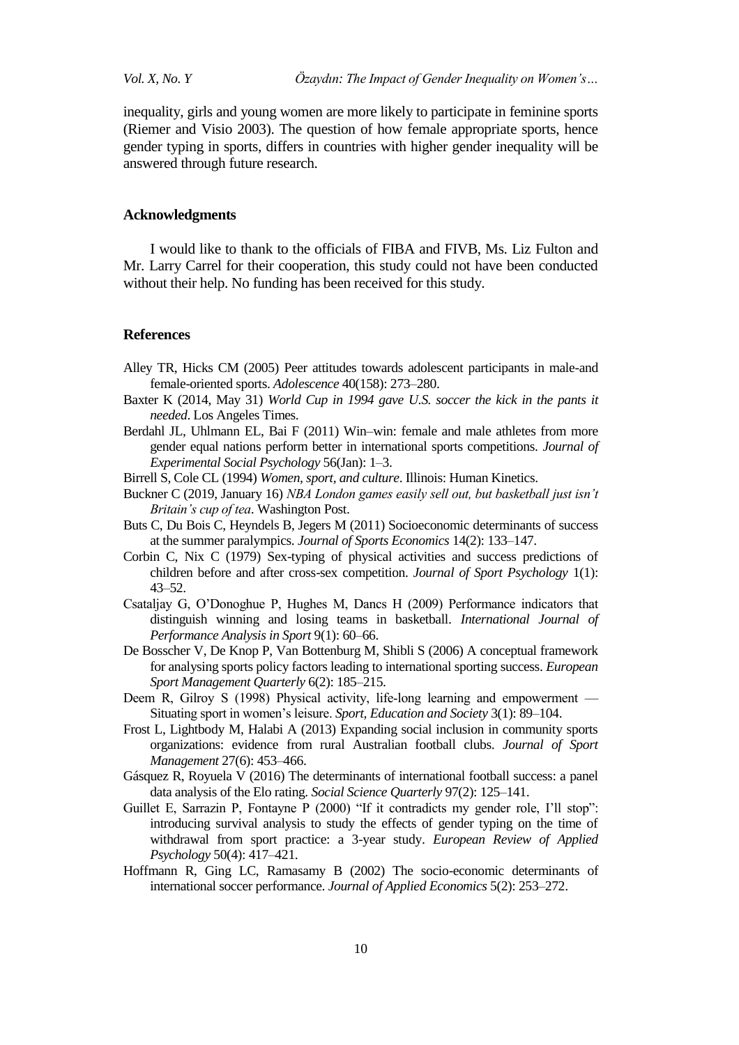inequality, girls and young women are more likely to participate in feminine sports (Riemer and Visio 2003). The question of how female appropriate sports, hence gender typing in sports, differs in countries with higher gender inequality will be answered through future research.

### Acknowledgments

I would like to thank to the officials of FIBA and FIVB, Ms. Liz Fulton and Mr. Larry Carrel for their cooperation, this study could not have been conducted without their help. No funding has been received for this study.

### References

Alley TR, Hicks CM (2005) Peer attitudes towards adolescent participants in male-and female-oriented sports. *Adolescence* 40(158): 273–280.

Baxter K (2014, May 31) *World Cup in 1994 gave U.S. soccer the kick in the pants it needed*. Los Angeles Times.

Berdahl JL, Uhlmann EL, Bai F (2011) Win–win: female and male athletes from more gender equal nations perform better in international sports competitions. *Journal of Experimental Social Psychology* 56(Jan): 1–3.

Birrell S, Cole CL (1994) *Women, sport, and culture*. Illinois: Human Kinetics.

Buckner C (2019, January 16) *NBA London games easily sell out, but basketball just isn't Britain's cup of tea*. Washington Post.

Buts C, Du Bois C, Heyndels B, Jegers M (2011) Socioeconomic determinants of success at the summer paralympics. *Journal of Sports Economics* 14(2): 133–147.

Corbin C, Nix C (1979) Sex-typing of physical activities and success predictions of children before and after cross-sex competition. *Journal of Sport Psychology* 1(1): 43–52.

Csataljay G, O'Donoghue P, Hughes M, Dancs H (2009) Performance indicators that distinguish winning and losing teams in basketball. *International Journal of Performance Analysis in Sport* 9(1): 60–66.

De Bosscher V, De Knop P, Van Bottenburg M, Shibli S (2006) A conceptual framework for analysing sports policy factors leading to international sporting success. *European Sport Management Quarterly* 6(2): 185–215.

Deem R, Gilroy S (1998) Physical activity, life-long learning and empowerment — Situating sport in women's leisure. *Sport, Education and Society* 3(1): 89–104.

Frost L, Lightbody M, Halabi A (2013) Expanding social inclusion in community sports organizations: evidence from rural Australian football clubs. *Journal of Sport Management* 27(6): 453–466.

Gásquez R, Royuela V (2016) The determinants of international football success: a panel data analysis of the Elo rating. *Social Science Quarterly* 97(2): 125–141.

Guillet E, Sarrazin P, Fontayne P (2000) "If it contradicts my gender role, I'll stop": introducing survival analysis to study the effects of gender typing on the time of withdrawal from sport practice: a 3-year study. *European Review of Applied Psychology* 50(4): 417–421.

Hoffmann R, Ging LC, Ramasamy B (2002) The socio-economic determinants of international soccer performance. *Journal of Applied Economics* 5(2): 253–272.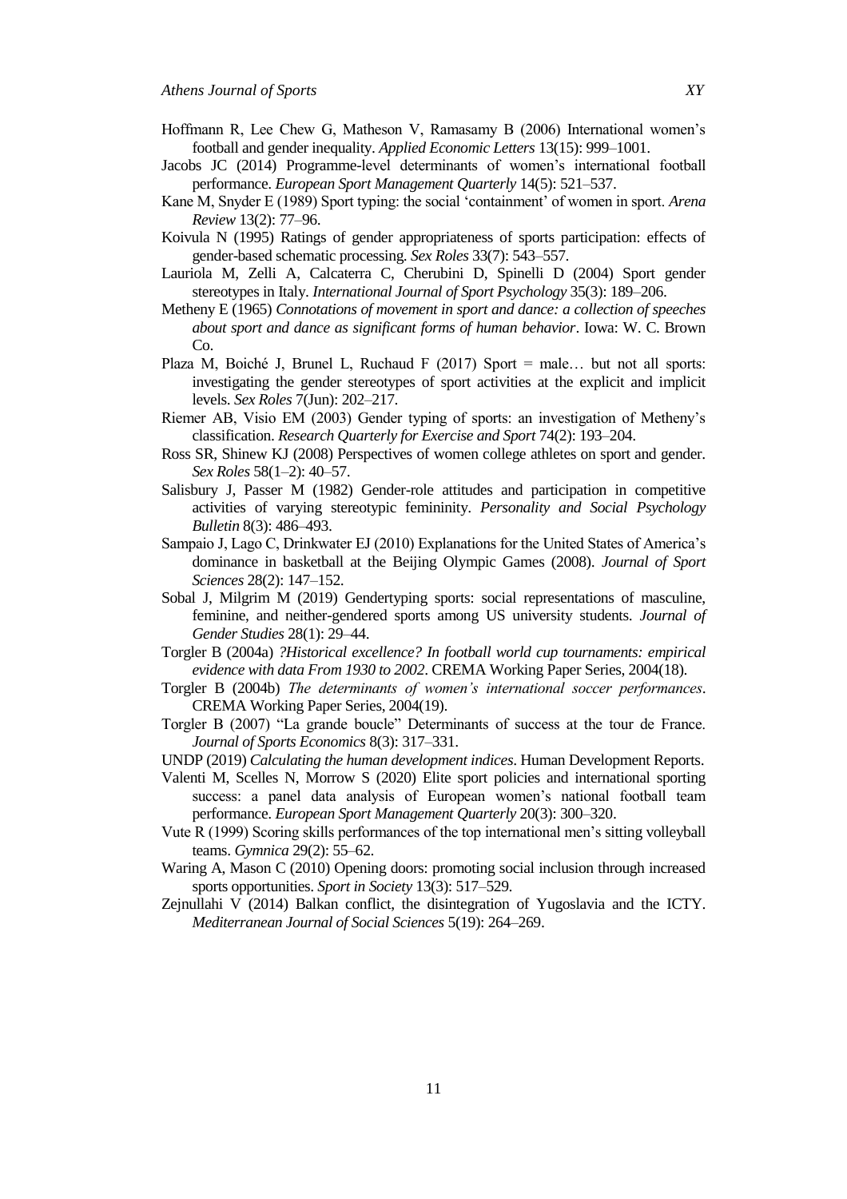Hoffmann R, Lee Chew G, Matheson V, Ramasamy B (2006) International women's football and gender inequality. *Applied Economic Letters* 13(15): 999–1001.

Jacobs JC (2014) Programme-level determinants of women's international football performance. *European Sport Management Quarterly* 14(5): 521–537.

Kane M, Snyder E (1989) Sport typing: the social 'containment' of women in sport. *Arena Review* 13(2): 77–96.

Koivula N (1995) Ratings of gender appropriateness of sports participation: effects of gender-based schematic processing. *Sex Roles* 33(7): 543–557.

Lauriola M, Zelli A, Calcaterra C, Cherubini D, Spinelli D (2004) Sport gender stereotypes in Italy. *International Journal of Sport Psychology* 35(3): 189–206.

Metheny E (1965) *Connotations of movement in sport and dance: a collection of speeches about sport and dance as significant forms of human behavior*. Iowa: W. C. Brown Co.

Plaza M, Boiché J, Brunel L, Ruchaud F (2017) Sport = male… but not all sports: investigating the gender stereotypes of sport activities at the explicit and implicit levels. *Sex Roles* 7(Jun): 202–217.

Riemer AB, Visio EM (2003) Gender typing of sports: an investigation of Metheny's classification. *Research Quarterly for Exercise and Sport* 74(2): 193–204.

Ross SR, Shinew KJ (2008) Perspectives of women college athletes on sport and gender. *Sex Roles* 58(1–2): 40–57.

Salisbury J, Passer M (1982) Gender-role attitudes and participation in competitive activities of varying stereotypic femininity. *Personality and Social Psychology Bulletin* 8(3): 486–493.

Sampaio J, Lago C, Drinkwater EJ (2010) Explanations for the United States of America's dominance in basketball at the Beijing Olympic Games (2008). *Journal of Sport Sciences* 28(2): 147–152.

Sobal J, Milgrim M (2019) Gendertyping sports: social representations of masculine, feminine, and neither-gendered sports among US university students. *Journal of Gender Studies* 28(1): 29–44.

Torgler B (2004a) *?Historical excellence? In football world cup tournaments: empirical evidence with data From 1930 to 2002*. CREMA Working Paper Series, 2004(18).

Torgler B (2004b) *The determinants of women's international soccer performances*. CREMA Working Paper Series, 2004(19).

Torgler B (2007) "La grande boucle" Determinants of success at the tour de France. *Journal of Sports Economics* 8(3): 317–331.

UNDP (2019) *Calculating the human development indices*. Human Development Reports.

Valenti M, Scelles N, Morrow S (2020) Elite sport policies and international sporting success: a panel data analysis of European women's national football team performance. *European Sport Management Quarterly* 20(3): 300–320.

Vute R (1999) Scoring skills performances of the top international men's sitting volleyball teams. *Gymnica* 29(2): 55–62.

Waring A, Mason C (2010) Opening doors: promoting social inclusion through increased sports opportunities. *Sport in Society* 13(3): 517–529.

Zejnullahi V (2014) Balkan conflict, the disintegration of Yugoslavia and the ICTY. *Mediterranean Journal of Social Sciences* 5(19): 264–269.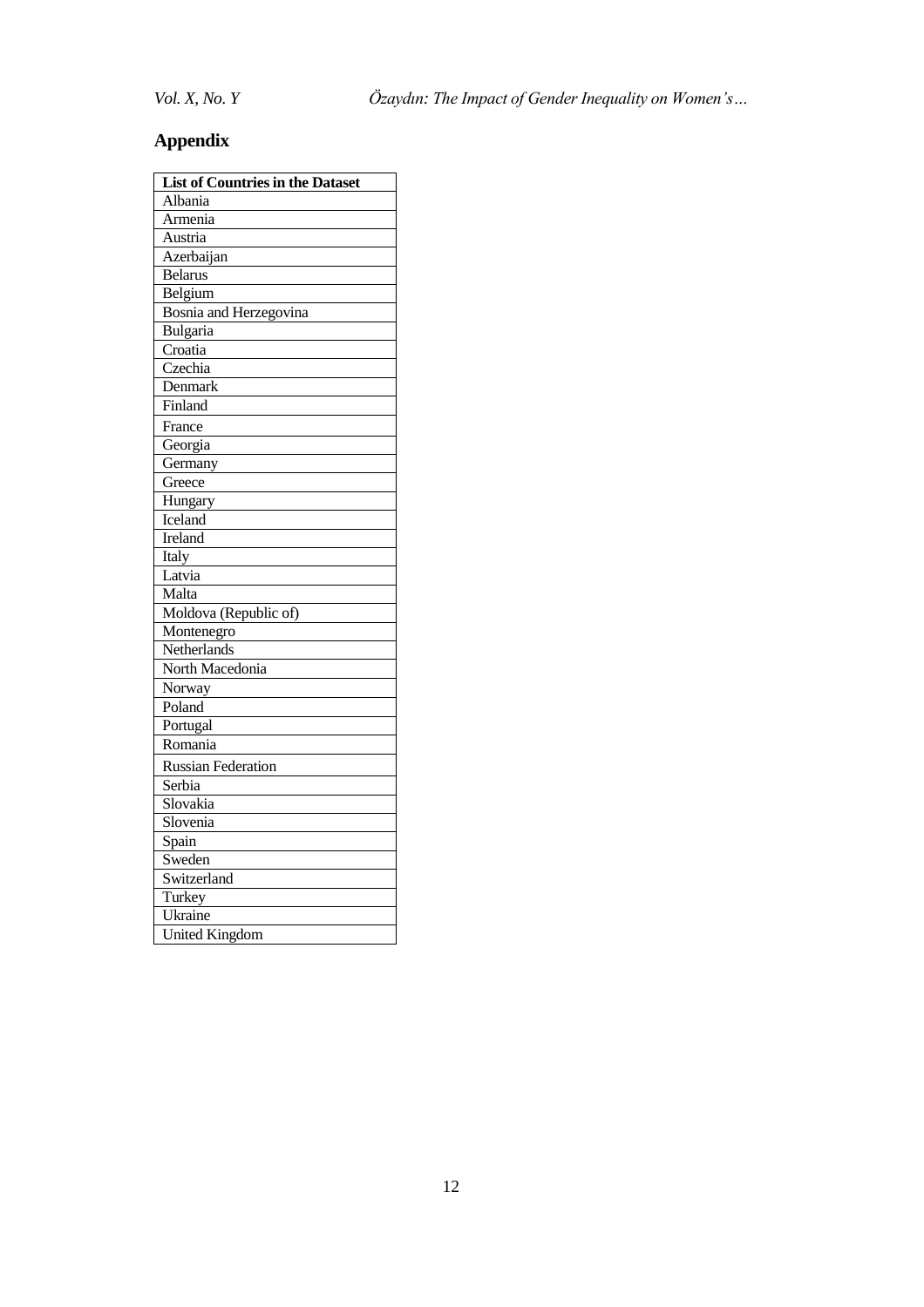## Appendix

| List of Countries in the Dataset |
|---|
| Albania |
| Armenia |
| Austria |
| Azerbaijan |
| Belarus |
| Belgium |
| Bosnia and Herzegovina |
| Bulgaria |
| Croatia |
| Czechia |
| Denmark |
| Finland |
| France |
| Georgia |
| Germany |
| Greece |
| Hungary |
| Iceland |
| Ireland |
| Italy |
| Latvia |
| Malta |
| Moldova (Republic of) |
| Montenegro |
| Netherlands |
| North Macedonia |
| Norway |
| Poland |
| Portugal |
| Romania |
| Russian Federation |
| Serbia |
| Slovakia |
| Slovenia |
| Spain |
| Sweden |
| Switzerland |
| Turkey |
| Ukraine |
| United Kingdom |